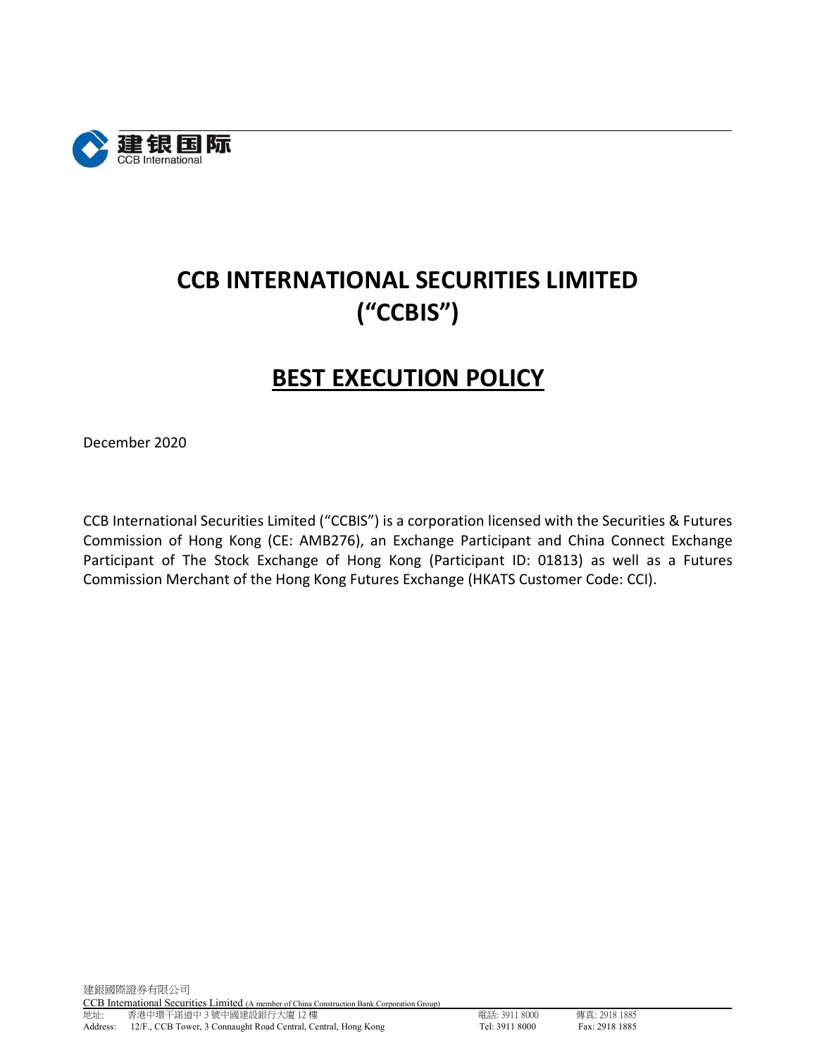# CCB INTERNATIONAL SECURITIES LIMITED
# (“CCBIS”)

## BEST EXECUTION POLICY

December 2020

CCB International Securities Limited (“CCBIS”) is a corporation licensed with the Securities & Futures Commission of Hong Kong (CE: AMB276), an Exchange Participant and China Connect Exchange Participant of The Stock Exchange of Hong Kong (Participant ID: 01813) as well as a Futures Commission Merchant of the Hong Kong Futures Exchange (HKATS Customer Code: CCI).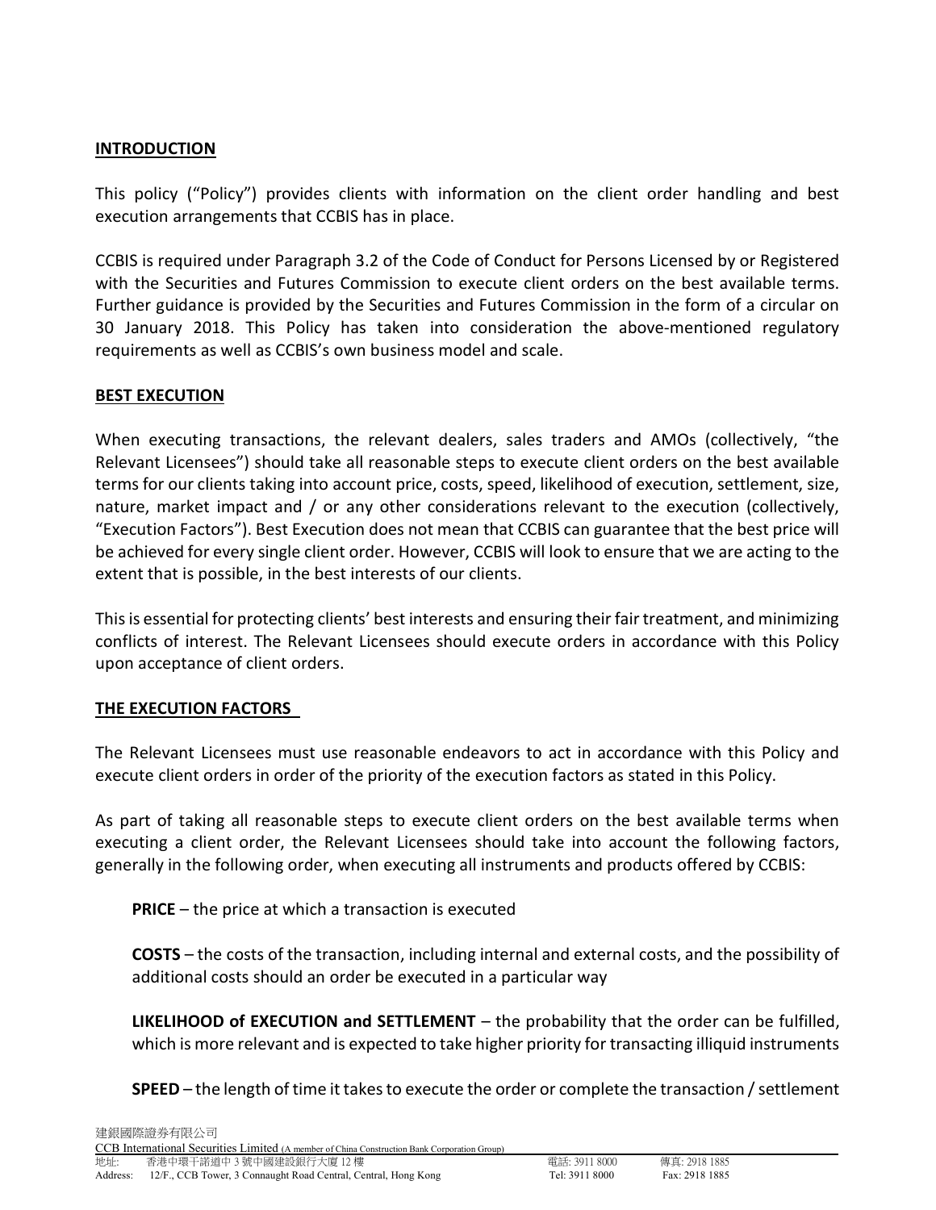## INTRODUCTION

This policy ("Policy") provides clients with information on the client order handling and best execution arrangements that CCBIS has in place.

CCBIS is required under Paragraph 3.2 of the Code of Conduct for Persons Licensed by or Registered with the Securities and Futures Commission to execute client orders on the best available terms. Further guidance is provided by the Securities and Futures Commission in the form of a circular on 30 January 2018. This Policy has taken into consideration the above-mentioned regulatory requirements as well as CCBIS's own business model and scale.

## BEST EXECUTION

When executing transactions, the relevant dealers, sales traders and AMOs (collectively, "the Relevant Licensees") should take all reasonable steps to execute client orders on the best available terms for our clients taking into account price, costs, speed, likelihood of execution, settlement, size, nature, market impact and / or any other considerations relevant to the execution (collectively, "Execution Factors"). Best Execution does not mean that CCBIS can guarantee that the best price will be achieved for every single client order. However, CCBIS will look to ensure that we are acting to the extent that is possible, in the best interests of our clients.

This is essential for protecting clients' best interests and ensuring their fair treatment, and minimizing conflicts of interest. The Relevant Licensees should execute orders in accordance with this Policy upon acceptance of client orders.

## THE EXECUTION FACTORS

The Relevant Licensees must use reasonable endeavors to act in accordance with this Policy and execute client orders in order of the priority of the execution factors as stated in this Policy.

As part of taking all reasonable steps to execute client orders on the best available terms when executing a client order, the Relevant Licensees should take into account the following factors, generally in the following order, when executing all instruments and products offered by CCBIS:

**PRICE** – the price at which a transaction is executed

**COSTS** – the costs of the transaction, including internal and external costs, and the possibility of additional costs should an order be executed in a particular way

**LIKELIHOOD of EXECUTION and SETTLEMENT** – the probability that the order can be fulfilled, which is more relevant and is expected to take higher priority for transacting illiquid instruments

**SPEED** – the length of time it takes to execute the order or complete the transaction / settlement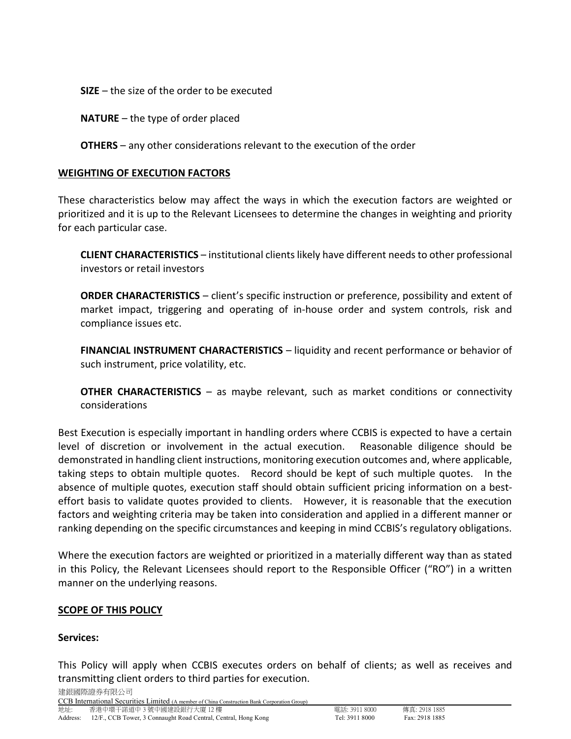**SIZE** – the size of the order to be executed

**NATURE** – the type of order placed

**OTHERS** – any other considerations relevant to the execution of the order

**WEIGHTING OF EXECUTION FACTORS**

These characteristics below may affect the ways in which the execution factors are weighted or prioritized and it is up to the Relevant Licensees to determine the changes in weighting and priority for each particular case.

**CLIENT CHARACTERISTICS** – institutional clients likely have different needs to other professional investors or retail investors

**ORDER CHARACTERISTICS** – client's specific instruction or preference, possibility and extent of market impact, triggering and operating of in-house order and system controls, risk and compliance issues etc.

**FINANCIAL INSTRUMENT CHARACTERISTICS** – liquidity and recent performance or behavior of such instrument, price volatility, etc.

**OTHER CHARACTERISTICS** – as maybe relevant, such as market conditions or connectivity considerations

Best Execution is especially important in handling orders where CCBIS is expected to have a certain level of discretion or involvement in the actual execution. Reasonable diligence should be demonstrated in handling client instructions, monitoring execution outcomes and, where applicable, taking steps to obtain multiple quotes. Record should be kept of such multiple quotes. In the absence of multiple quotes, execution staff should obtain sufficient pricing information on a best-effort basis to validate quotes provided to clients. However, it is reasonable that the execution factors and weighting criteria may be taken into consideration and applied in a different manner or ranking depending on the specific circumstances and keeping in mind CCBIS's regulatory obligations.

Where the execution factors are weighted or prioritized in a materially different way than as stated in this Policy, the Relevant Licensees should report to the Responsible Officer ("RO") in a written manner on the underlying reasons.

**SCOPE OF THIS POLICY**

**Services:**

This Policy will apply when CCBIS executes orders on behalf of clients; as well as receives and transmitting client orders to third parties for execution.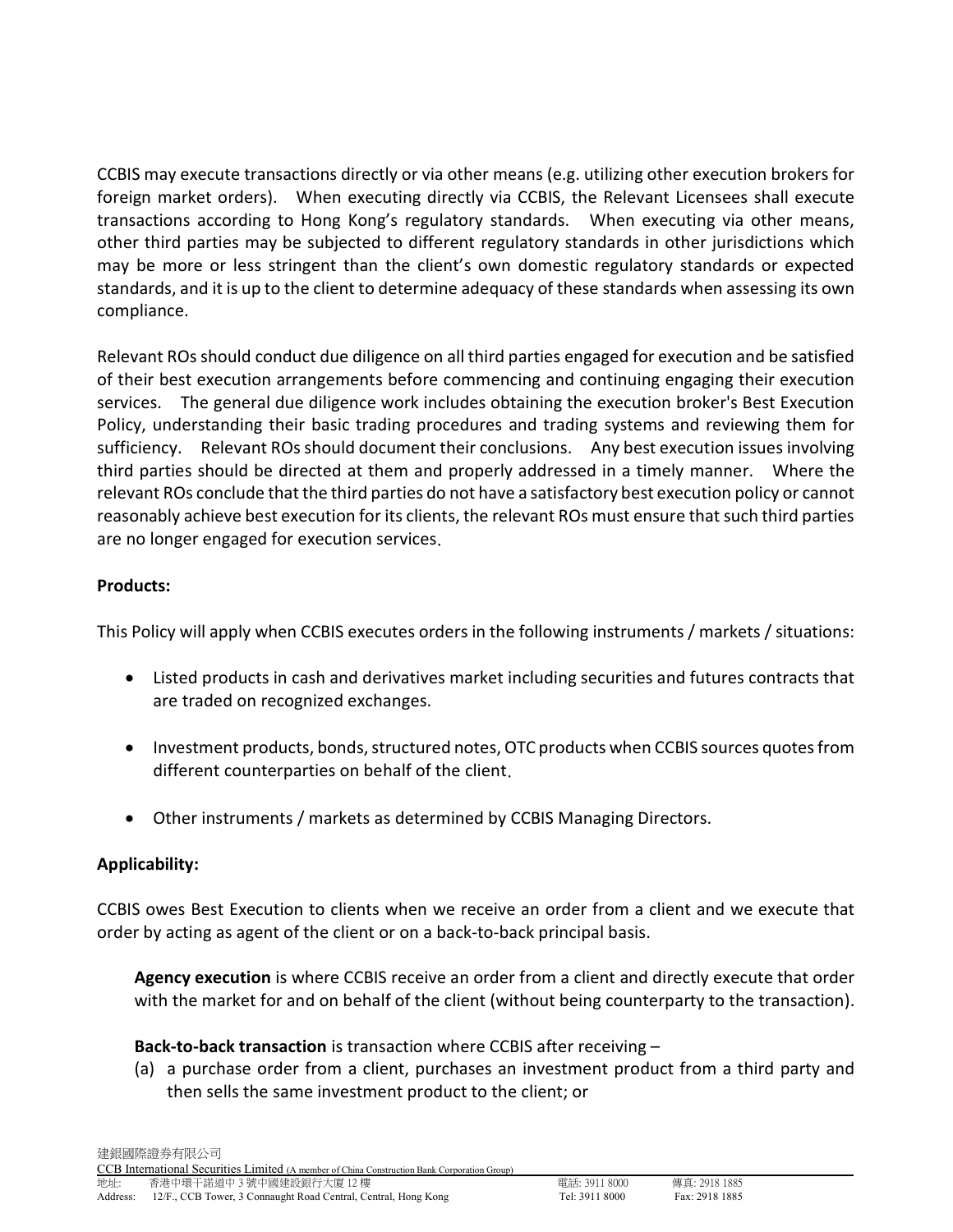CCBIS may execute transactions directly or via other means (e.g. utilizing other execution brokers for foreign market orders). When executing directly via CCBIS, the Relevant Licensees shall execute transactions according to Hong Kong's regulatory standards. When executing via other means, other third parties may be subjected to different regulatory standards in other jurisdictions which may be more or less stringent than the client's own domestic regulatory standards or expected standards, and it is up to the client to determine adequacy of these standards when assessing its own compliance.

Relevant ROs should conduct due diligence on all third parties engaged for execution and be satisfied of their best execution arrangements before commencing and continuing engaging their execution services. The general due diligence work includes obtaining the execution broker's Best Execution Policy, understanding their basic trading procedures and trading systems and reviewing them for sufficiency. Relevant ROs should document their conclusions. Any best execution issues involving third parties should be directed at them and properly addressed in a timely manner. Where the relevant ROs conclude that the third parties do not have a satisfactory best execution policy or cannot reasonably achieve best execution for its clients, the relevant ROs must ensure that such third parties are no longer engaged for execution services.

**Products:**

This Policy will apply when CCBIS executes orders in the following instruments / markets / situations:

- Listed products in cash and derivatives market including securities and futures contracts that are traded on recognized exchanges.
- Investment products, bonds, structured notes, OTC products when CCBIS sources quotes from different counterparties on behalf of the client.
- Other instruments / markets as determined by CCBIS Managing Directors.

**Applicability:**

CCBIS owes Best Execution to clients when we receive an order from a client and we execute that order by acting as agent of the client or on a back-to-back principal basis.

**Agency execution** is where CCBIS receive an order from a client and directly execute that order with the market for and on behalf of the client (without being counterparty to the transaction).

**Back-to-back transaction** is transaction where CCBIS after receiving –

(a) a purchase order from a client, purchases an investment product from a third party and then sells the same investment product to the client; or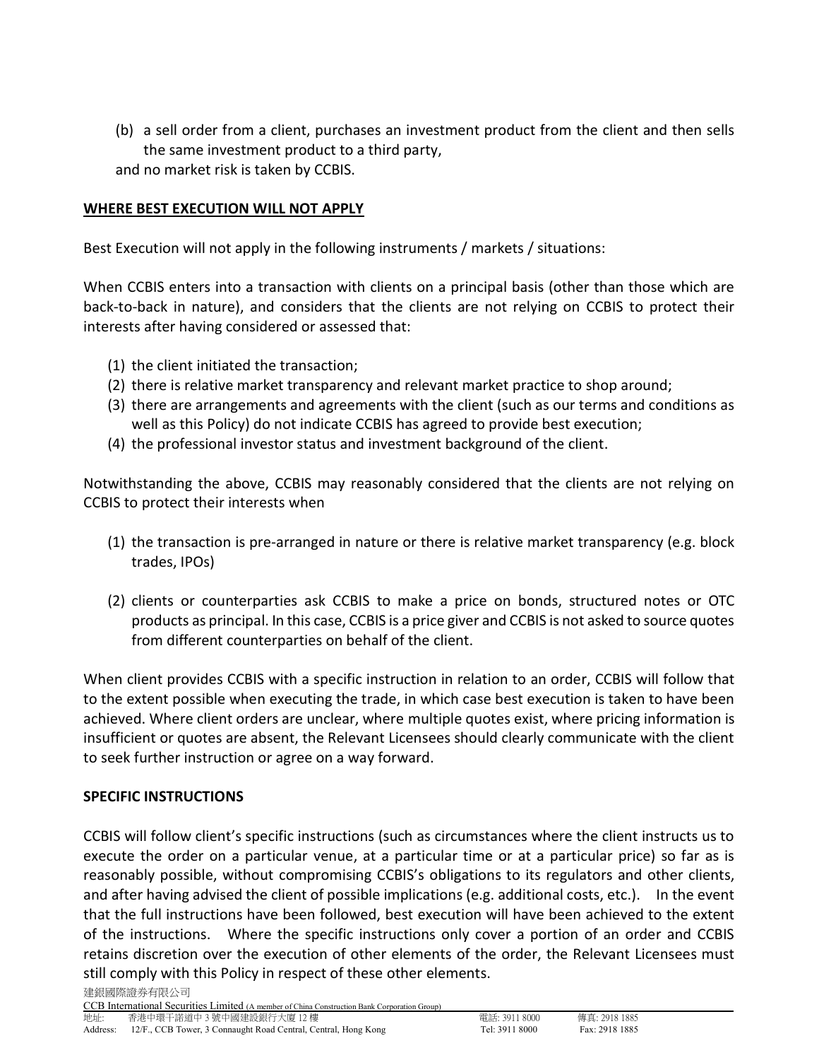(b) a sell order from a client, purchases an investment product from the client and then sells the same investment product to a third party,

and no market risk is taken by CCBIS.

## WHERE BEST EXECUTION WILL NOT APPLY

Best Execution will not apply in the following instruments / markets / situations:

When CCBIS enters into a transaction with clients on a principal basis (other than those which are back-to-back in nature), and considers that the clients are not relying on CCBIS to protect their interests after having considered or assessed that:

(1) the client initiated the transaction;
(2) there is relative market transparency and relevant market practice to shop around;
(3) there are arrangements and agreements with the client (such as our terms and conditions as well as this Policy) do not indicate CCBIS has agreed to provide best execution;
(4) the professional investor status and investment background of the client.

Notwithstanding the above, CCBIS may reasonably considered that the clients are not relying on CCBIS to protect their interests when

(1) the transaction is pre-arranged in nature or there is relative market transparency (e.g. block trades, IPOs)

(2) clients or counterparties ask CCBIS to make a price on bonds, structured notes or OTC products as principal. In this case, CCBIS is a price giver and CCBIS is not asked to source quotes from different counterparties on behalf of the client.

When client provides CCBIS with a specific instruction in relation to an order, CCBIS will follow that to the extent possible when executing the trade, in which case best execution is taken to have been achieved. Where client orders are unclear, where multiple quotes exist, where pricing information is insufficient or quotes are absent, the Relevant Licensees should clearly communicate with the client to seek further instruction or agree on a way forward.

## SPECIFIC INSTRUCTIONS

CCBIS will follow client's specific instructions (such as circumstances where the client instructs us to execute the order on a particular venue, at a particular time or at a particular price) so far as is reasonably possible, without compromising CCBIS's obligations to its regulators and other clients, and after having advised the client of possible implications (e.g. additional costs, etc.). In the event that the full instructions have been followed, best execution will have been achieved to the extent of the instructions. Where the specific instructions only cover a portion of an order and CCBIS retains discretion over the execution of other elements of the order, the Relevant Licensees must still comply with this Policy in respect of these other elements.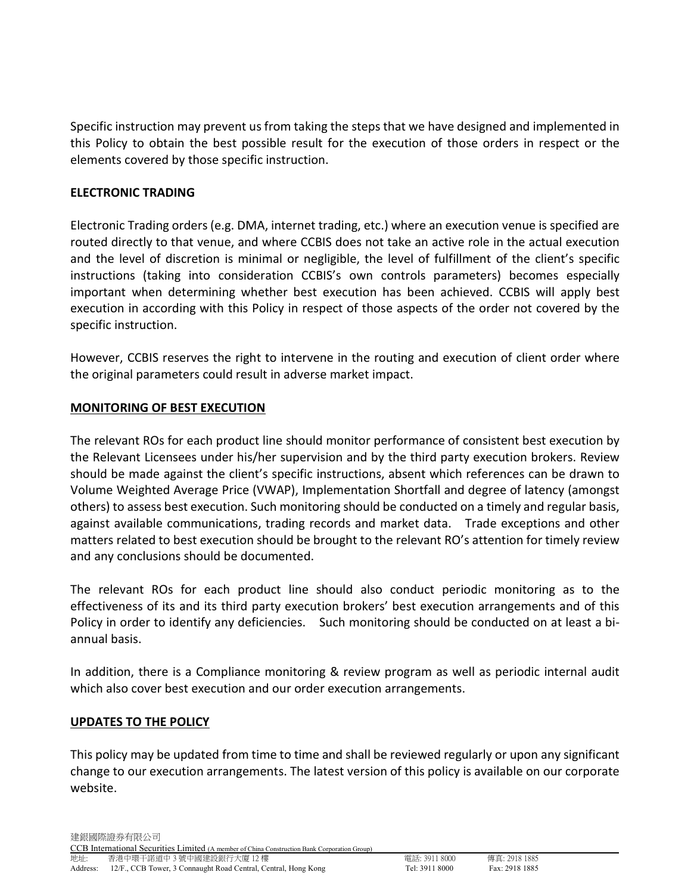Specific instruction may prevent us from taking the steps that we have designed and implemented in this Policy to obtain the best possible result for the execution of those orders in respect or the elements covered by those specific instruction.

**ELECTRONIC TRADING**

Electronic Trading orders (e.g. DMA, internet trading, etc.) where an execution venue is specified are routed directly to that venue, and where CCBIS does not take an active role in the actual execution and the level of discretion is minimal or negligible, the level of fulfillment of the client's specific instructions (taking into consideration CCBIS's own controls parameters) becomes especially important when determining whether best execution has been achieved. CCBIS will apply best execution in according with this Policy in respect of those aspects of the order not covered by the specific instruction.

However, CCBIS reserves the right to intervene in the routing and execution of client order where the original parameters could result in adverse market impact.

## MONITORING OF BEST EXECUTION

The relevant ROs for each product line should monitor performance of consistent best execution by the Relevant Licensees under his/her supervision and by the third party execution brokers. Review should be made against the client's specific instructions, absent which references can be drawn to Volume Weighted Average Price (VWAP), Implementation Shortfall and degree of latency (amongst others) to assess best execution. Such monitoring should be conducted on a timely and regular basis, against available communications, trading records and market data. Trade exceptions and other matters related to best execution should be brought to the relevant RO's attention for timely review and any conclusions should be documented.

The relevant ROs for each product line should also conduct periodic monitoring as to the effectiveness of its and its third party execution brokers' best execution arrangements and of this Policy in order to identify any deficiencies. Such monitoring should be conducted on at least a bi-annual basis.

In addition, there is a Compliance monitoring & review program as well as periodic internal audit which also cover best execution and our order execution arrangements.

## UPDATES TO THE POLICY

This policy may be updated from time to time and shall be reviewed regularly or upon any significant change to our execution arrangements. The latest version of this policy is available on our corporate website.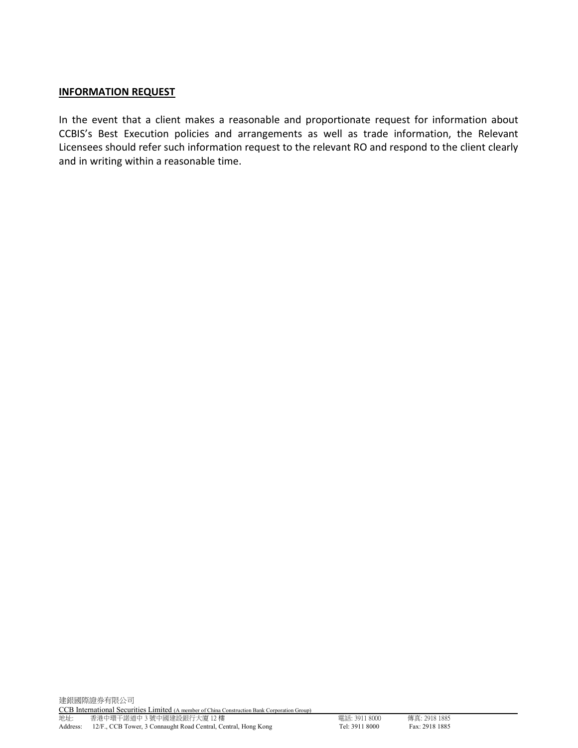**INFORMATION REQUEST**

In the event that a client makes a reasonable and proportionate request for information about CCBIS's Best Execution policies and arrangements as well as trade information, the Relevant Licensees should refer such information request to the relevant RO and respond to the client clearly and in writing within a reasonable time.